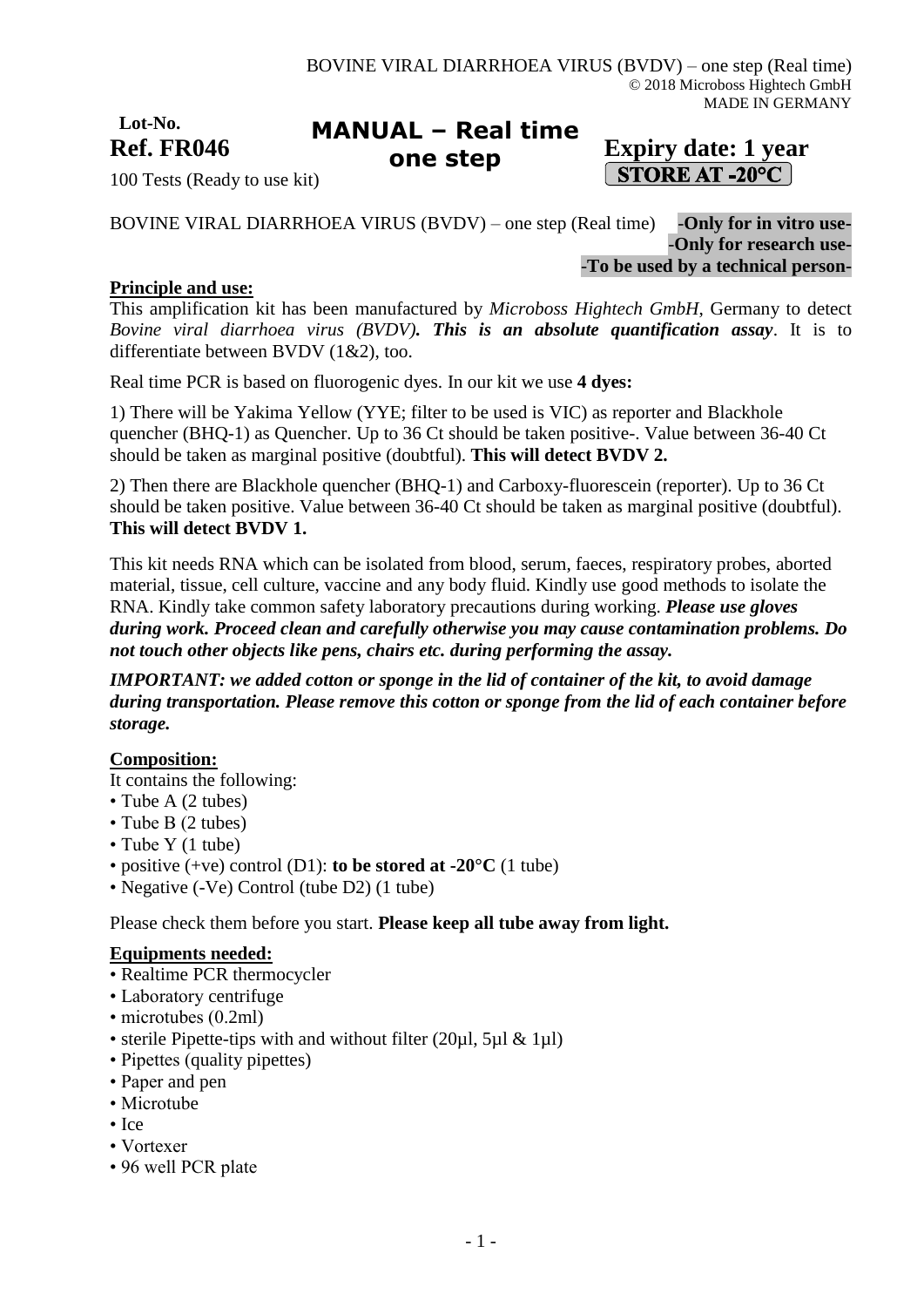BOVINE VIRAL DIARRHOEA VIRUS (BVDV) – one step (Real time)
© 2018 Microboss Hightech GmbH
MADE IN GERMANY

**Lot-No.**
**Ref. FR046**

# MANUAL – Real time one step

**Expiry date: 1 year**
**STORE AT -20°C**

100 Tests (Ready to use kit)

BOVINE VIRAL DIARRHOEA VIRUS (BVDV) – one step (Real time) **-Only for in vitro use-**
**-Only for research use-**
**-To be used by a technical person-**

## Principle and use:

This amplification kit has been manufactured by *Microboss Hightech GmbH*, Germany to detect *Bovine viral diarrhoea virus (BVDV)**. This is an absolute quantification assay***. It is to differentiate between BVDV (1&2), too.

Real time PCR is based on fluorogenic dyes. In our kit we use **4 dyes:**

1) There will be Yakima Yellow (YYE; filter to be used is VIC) as reporter and Blackhole quencher (BHQ-1) as Quencher. Up to 36 Ct should be taken positive-. Value between 36-40 Ct should be taken as marginal positive (doubtful). **This will detect BVDV 2.**

2) Then there are Blackhole quencher (BHQ-1) and Carboxy-fluorescein (reporter). Up to 36 Ct should be taken positive. Value between 36-40 Ct should be taken as marginal positive (doubtful). **This will detect BVDV 1.**

This kit needs RNA which can be isolated from blood, serum, faeces, respiratory probes, aborted material, tissue, cell culture, vaccine and any body fluid. Kindly use good methods to isolate the RNA. Kindly take common safety laboratory precautions during working. ***Please use gloves during work. Proceed clean and carefully otherwise you may cause contamination problems. Do not touch other objects like pens, chairs etc. during performing the assay.***

***IMPORTANT: we added cotton or sponge in the lid of container of the kit, to avoid damage during transportation. Please remove this cotton or sponge from the lid of each container before storage.***

## Composition:

It contains the following:

- Tube A (2 tubes)
- Tube B (2 tubes)
- Tube Y (1 tube)
- positive (+ve) control (D1): **to be stored at -20°C** (1 tube)
- Negative (-Ve) Control (tube D2) (1 tube)

Please check them before you start. **Please keep all tube away from light.**

## Equipments needed:

- Realtime PCR thermocycler
- Laboratory centrifuge
- microtubes (0.2ml)
- sterile Pipette-tips with and without filter (20µl, 5µl & 1µl)
- Pipettes (quality pipettes)
- Paper and pen
- Microtube
- Ice
- Vortexer
- 96 well PCR plate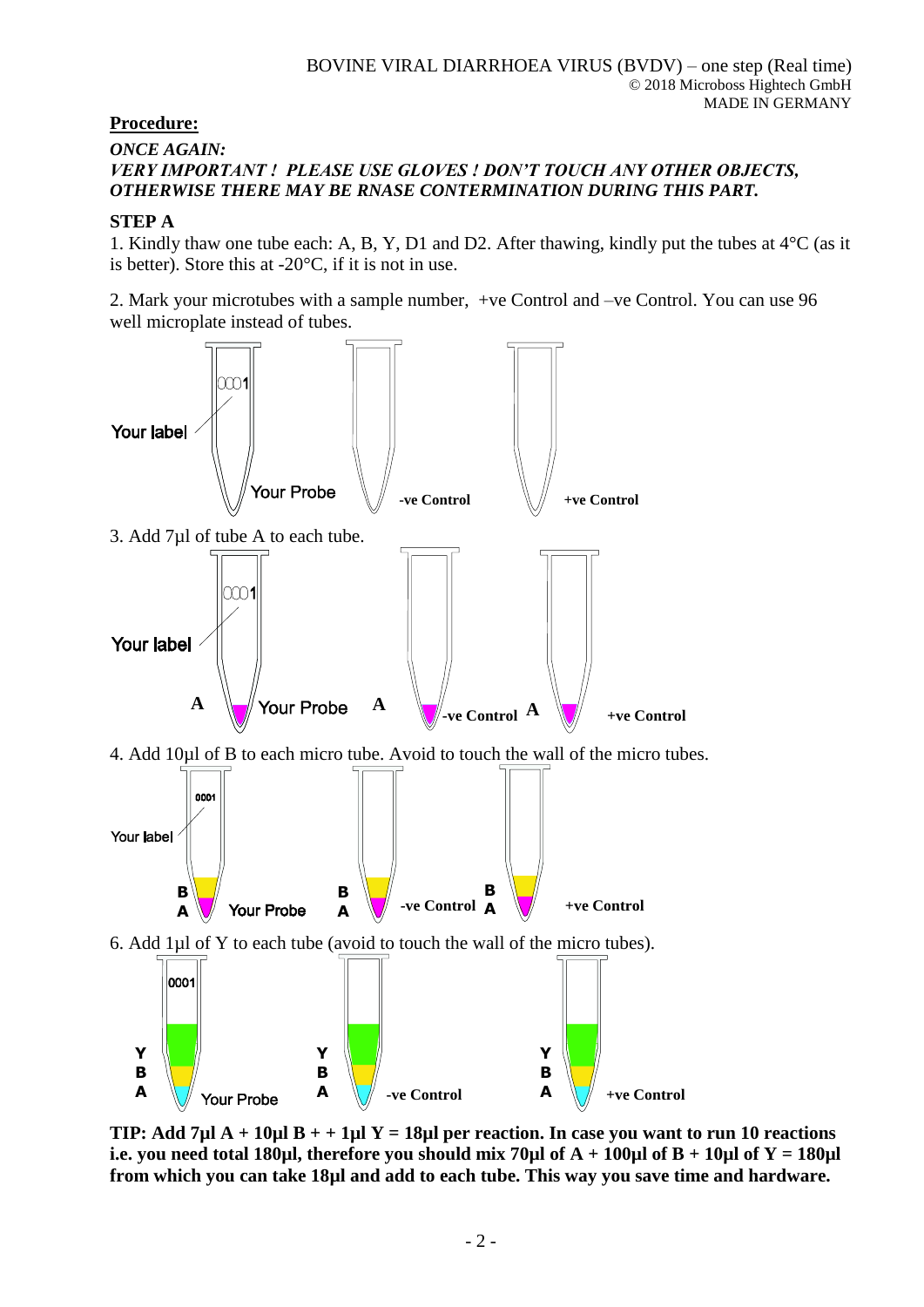## Procedure:

***ONCE AGAIN:***
***VERY IMPORTANT ! PLEASE USE GLOVES ! DON'T TOUCH ANY OTHER OBJECTS, OTHERWISE THERE MAY BE RNASE CONTERMINATION DURING THIS PART.***

### STEP A

1. Kindly thaw one tube each: A, B, Y, D1 and D2. After thawing, kindly put the tubes at 4°C (as it is better). Store this at -20°C, if it is not in use.

2. Mark your microtubes with a sample number, +ve Control and –ve Control. You can use 96 well microplate instead of tubes.

Your label 0001 — Your Probe — -ve Control — +ve Control

3. Add 7µl of tube A to each tube.

Your label 0001 — A Your Probe — A -ve Control — A +ve Control

4. Add 10µl of B to each micro tube. Avoid to touch the wall of the micro tubes.

Your label 0001 — B A Your Probe — B A -ve Control — B A +ve Control

6. Add 1µl of Y to each tube (avoid to touch the wall of the micro tubes).

0001 — Y B A Your Probe — Y B A -ve Control — Y B A +ve Control

**TIP: Add 7µl A + 10µl B + + 1µl Y = 18µl per reaction. In case you want to run 10 reactions i.e. you need total 180µl, therefore you should mix 70µl of A + 100µl of B + 10µl of Y = 180µl from which you can take 18µl and add to each tube. This way you save time and hardware.**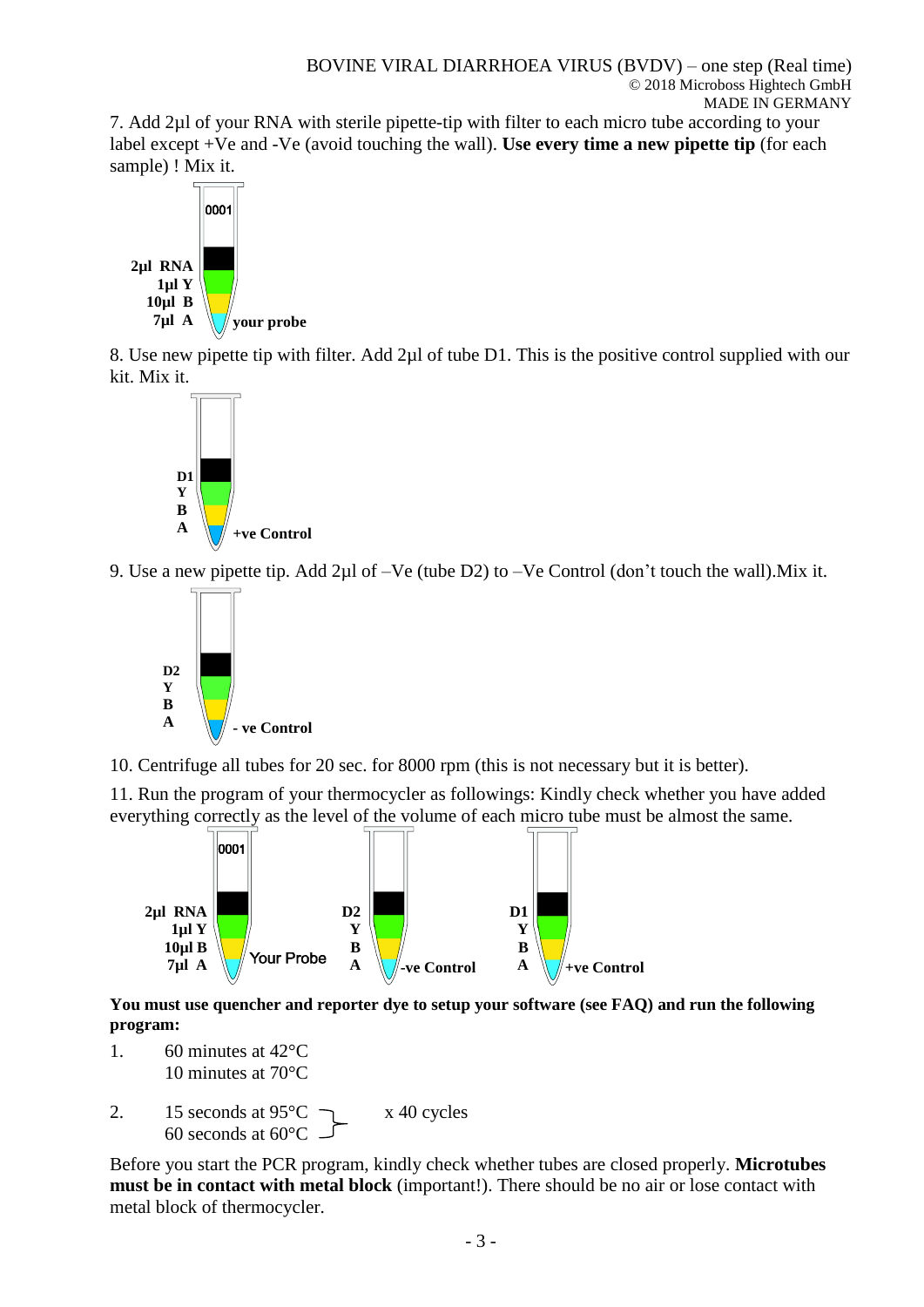7. Add 2µl of your RNA with sterile pipette-tip with filter to each micro tube according to your label except +Ve and -Ve (avoid touching the wall). **Use every time a new pipette tip** (for each sample) ! Mix it.

0001

2µl RNA
1µl Y
10µl B
7µl A
your probe

8. Use new pipette tip with filter. Add 2µl of tube D1. This is the positive control supplied with our kit. Mix it.

D1
Y
B
A
+ve Control

9. Use a new pipette tip. Add 2µl of –Ve (tube D2) to –Ve Control (don't touch the wall).Mix it.

D2
Y
B
A
- ve Control

10. Centrifuge all tubes for 20 sec. for 8000 rpm (this is not necessary but it is better).

11. Run the program of your thermocycler as followings: Kindly check whether you have added everything correctly as the level of the volume of each micro tube must be almost the same.

0001

2µl RNA
1µl Y
10µl B
7µl A
Your Probe

D2
Y
B
A
-ve Control

D1
Y
B
A
+ve Control

**You must use quencher and reporter dye to setup your software (see FAQ) and run the following program:**

1. 60 minutes at 42°C
   10 minutes at 70°C

2. 15 seconds at 95°C
   60 seconds at 60°C
   x 40 cycles

Before you start the PCR program, kindly check whether tubes are closed properly. **Microtubes must be in contact with metal block** (important!). There should be no air or lose contact with metal block of thermocycler.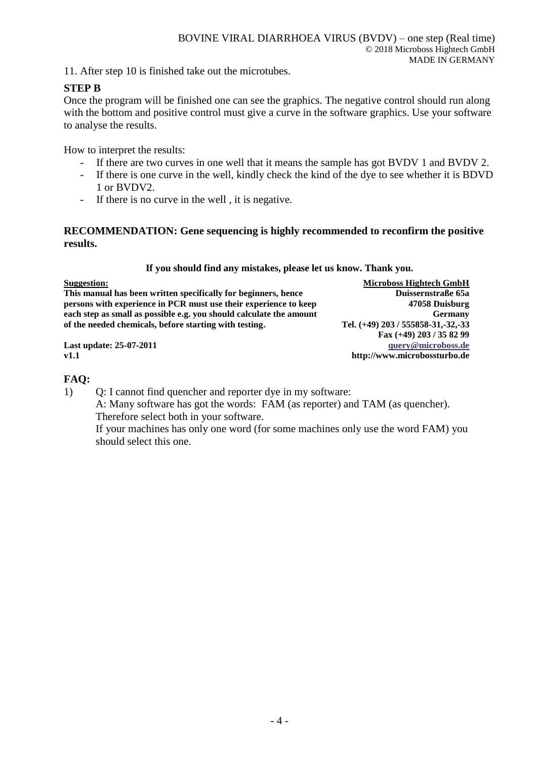11. After step 10 is finished take out the microtubes.

**STEP B**

Once the program will be finished one can see the graphics. The negative control should run along with the bottom and positive control must give a curve in the software graphics. Use your software to analyse the results.

How to interpret the results:

- If there are two curves in one well that it means the sample has got BVDV 1 and BVDV 2.
- If there is one curve in the well, kindly check the kind of the dye to see whether it is BDVD 1 or BVDV2.
- If there is no curve in the well , it is negative.

**RECOMMENDATION: Gene sequencing is highly recommended to reconfirm the positive results.**

**If you should find any mistakes, please let us know. Thank you.**

**Suggestion:**
**This manual has been written specifically for beginners, hence persons with experience in PCR must use their experience to keep each step as small as possible e.g. you should calculate the amount of the needed chemicals, before starting with testing.**

**Last update: 25-07-2011**
**v1.1**

**Microboss Hightech GmbH**
**Duissernstraße 65a**
**47058 Duisburg**
**Germany**
**Tel. (+49) 203 / 555858-31,-32,-33**
**Fax (+49) 203 / 35 82 99**
**query@microboss.de**
**http://www.microbossturbo.de**

**FAQ:**

1) Q: I cannot find quencher and reporter dye in my software:
   A: Many software has got the words: FAM (as reporter) and TAM (as quencher). Therefore select both in your software.
   If your machines has only one word (for some machines only use the word FAM) you should select this one.